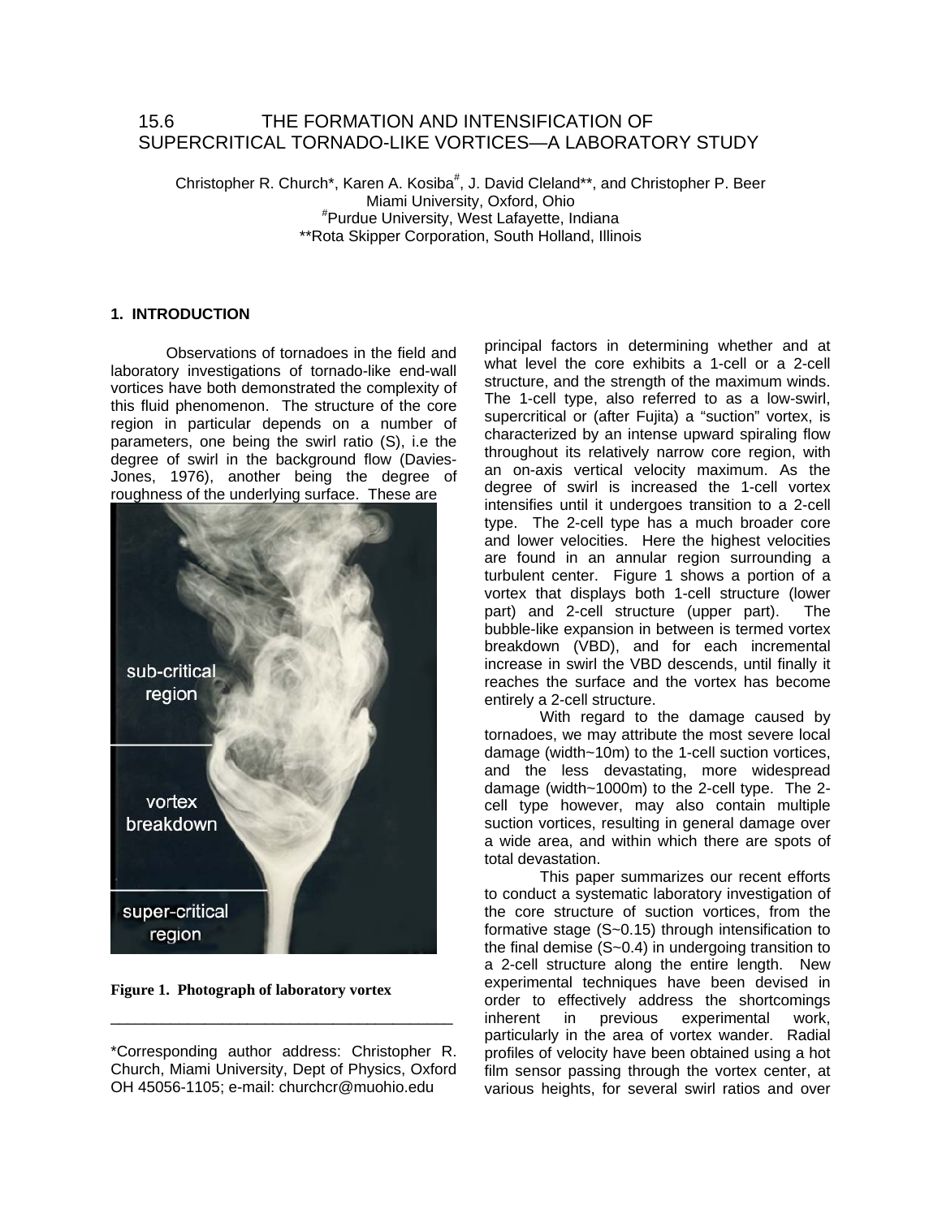# 15.6 THE FORMATION AND INTENSIFICATION OF SUPERCRITICAL TORNADO-LIKE VORTICES—A LABORATORY STUDY

Christopher R. Church*, Karen A. Kosiba[#], J. David Cleland**, and Christopher P. Beer
Miami University, Oxford, Ohio
[#]Purdue University, West Lafayette, Indiana
**Rota Skipper Corporation, South Holland, Illinois

## 1. INTRODUCTION

Observations of tornadoes in the field and laboratory investigations of tornado-like end-wall vortices have both demonstrated the complexity of this fluid phenomenon. The structure of the core region in particular depends on a number of parameters, one being the swirl ratio (S), i.e the degree of swirl in the background flow (Davies-Jones, 1976), another being the degree of roughness of the underlying surface. These are principal factors in determining whether and at what level the core exhibits a 1-cell or a 2-cell structure, and the strength of the maximum winds. The 1-cell type, also referred to as a low-swirl, supercritical or (after Fujita) a "suction" vortex, is characterized by an intense upward spiraling flow throughout its relatively narrow core region, with an on-axis vertical velocity maximum. As the degree of swirl is increased the 1-cell vortex intensifies until it undergoes transition to a 2-cell type. The 2-cell type has a much broader core and lower velocities. Here the highest velocities are found in an annular region surrounding a turbulent center. Figure 1 shows a portion of a vortex that displays both 1-cell structure (lower part) and 2-cell structure (upper part). The bubble-like expansion in between is termed vortex breakdown (VBD), and for each incremental increase in swirl the VBD descends, until finally it reaches the surface and the vortex has become entirely a 2-cell structure.

sub-critical region

vortex breakdown

super-critical region

**Figure 1. Photograph of laboratory vortex**

With regard to the damage caused by tornadoes, we may attribute the most severe local damage (width~10m) to the 1-cell suction vortices, and the less devastating, more widespread damage (width~1000m) to the 2-cell type. The 2-cell type however, may also contain multiple suction vortices, resulting in general damage over a wide area, and within which there are spots of total devastation.

This paper summarizes our recent efforts to conduct a systematic laboratory investigation of the core structure of suction vortices, from the formative stage (S~0.15) through intensification to the final demise (S~0.4) in undergoing transition to a 2-cell structure along the entire length. New experimental techniques have been devised in order to effectively address the shortcomings inherent in previous experimental work, particularly in the area of vortex wander. Radial profiles of velocity have been obtained using a hot film sensor passing through the vortex center, at various heights, for several swirl ratios and over

---

*Corresponding author address: Christopher R. Church, Miami University, Dept of Physics, Oxford OH 45056-1105; e-mail: churchcr@muohio.edu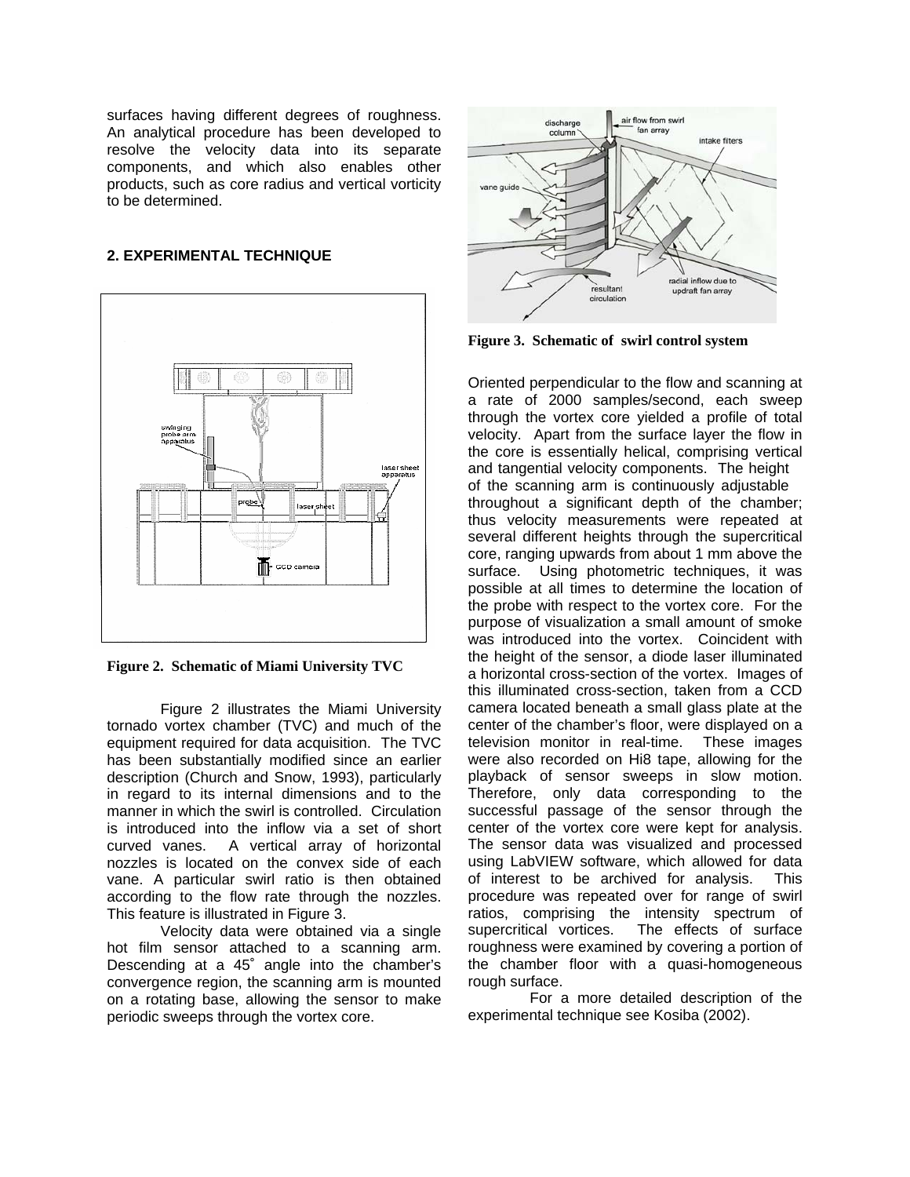surfaces having different degrees of roughness. An analytical procedure has been developed to resolve the velocity data into its separate components, and which also enables other products, such as core radius and vertical vorticity to be determined.

## 2. EXPERIMENTAL TECHNIQUE

**Figure 2. Schematic of Miami University TVC**

Figure 2 illustrates the Miami University tornado vortex chamber (TVC) and much of the equipment required for data acquisition. The TVC has been substantially modified since an earlier description (Church and Snow, 1993), particularly in regard to its internal dimensions and to the manner in which the swirl is controlled. Circulation is introduced into the inflow via a set of short curved vanes. A vertical array of horizontal nozzles is located on the convex side of each vane. A particular swirl ratio is then obtained according to the flow rate through the nozzles. This feature is illustrated in Figure 3.

Velocity data were obtained via a single hot film sensor attached to a scanning arm. Descending at a 45˚ angle into the chamber's convergence region, the scanning arm is mounted on a rotating base, allowing the sensor to make periodic sweeps through the vortex core.

**Figure 3. Schematic of swirl control system**

Oriented perpendicular to the flow and scanning at a rate of 2000 samples/second, each sweep through the vortex core yielded a profile of total velocity. Apart from the surface layer the flow in the core is essentially helical, comprising vertical and tangential velocity components. The height of the scanning arm is continuously adjustable throughout a significant depth of the chamber; thus velocity measurements were repeated at several different heights through the supercritical core, ranging upwards from about 1 mm above the surface. Using photometric techniques, it was possible at all times to determine the location of the probe with respect to the vortex core. For the purpose of visualization a small amount of smoke was introduced into the vortex. Coincident with the height of the sensor, a diode laser illuminated a horizontal cross-section of the vortex. Images of this illuminated cross-section, taken from a CCD camera located beneath a small glass plate at the center of the chamber's floor, were displayed on a television monitor in real-time. These images were also recorded on Hi8 tape, allowing for the playback of sensor sweeps in slow motion. Therefore, only data corresponding to the successful passage of the sensor through the center of the vortex core were kept for analysis. The sensor data was visualized and processed using LabVIEW software, which allowed for data of interest to be archived for analysis. This procedure was repeated over for range of swirl ratios, comprising the intensity spectrum of supercritical vortices. The effects of surface roughness were examined by covering a portion of the chamber floor with a quasi-homogeneous rough surface.

For a more detailed description of the experimental technique see Kosiba (2002).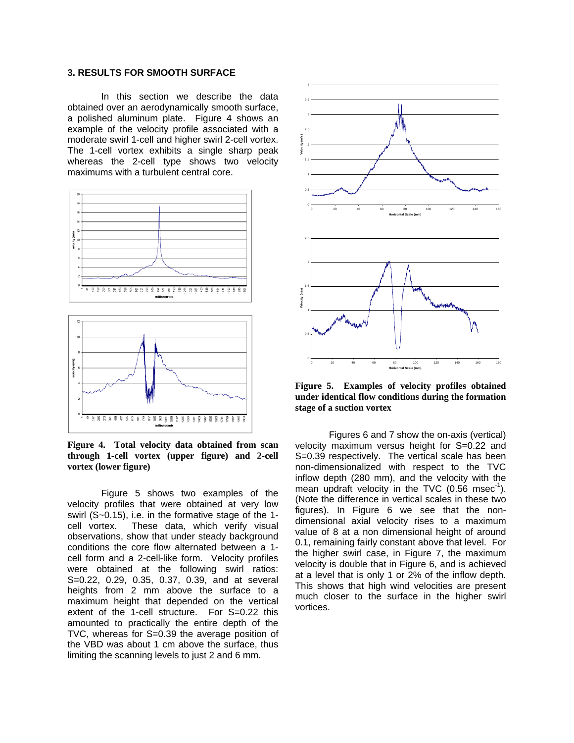### 3. RESULTS FOR SMOOTH SURFACE

In this section we describe the data obtained over an aerodynamically smooth surface, a polished aluminum plate. Figure 4 shows an example of the velocity profile associated with a moderate swirl 1-cell and higher swirl 2-cell vortex. The 1-cell vortex exhibits a single sharp peak whereas the 2-cell type shows two velocity maximums with a turbulent central core.

**Figure 4. Total velocity data obtained from scan through 1-cell vortex (upper figure) and 2-cell vortex (lower figure)**

Figure 5 shows two examples of the velocity profiles that were obtained at very low swirl (S~0.15), i.e. in the formative stage of the 1-cell vortex. These data, which verify visual observations, show that under steady background conditions the core flow alternated between a 1-cell form and a 2-cell-like form. Velocity profiles were obtained at the following swirl ratios: S=0.22, 0.29, 0.35, 0.37, 0.39, and at several heights from 2 mm above the surface to a maximum height that depended on the vertical extent of the 1-cell structure. For S=0.22 this amounted to practically the entire depth of the TVC, whereas for S=0.39 the average position of the VBD was about 1 cm above the surface, thus limiting the scanning levels to just 2 and 6 mm.

**Figure 5. Examples of velocity profiles obtained under identical flow conditions during the formation stage of a suction vortex**

Figures 6 and 7 show the on-axis (vertical) velocity maximum versus height for S=0.22 and S=0.39 respectively. The vertical scale has been non-dimensionalized with respect to the TVC inflow depth (280 mm), and the velocity with the mean updraft velocity in the TVC (0.56 $msec^{-1}$). (Note the difference in vertical scales in these two figures). In Figure 6 we see that the non-dimensional axial velocity rises to a maximum value of 8 at a non dimensional height of around 0.1, remaining fairly constant above that level. For the higher swirl case, in Figure 7, the maximum velocity is double that in Figure 6, and is achieved at a level that is only 1 or 2% of the inflow depth. This shows that high wind velocities are present much closer to the surface in the higher swirl vortices.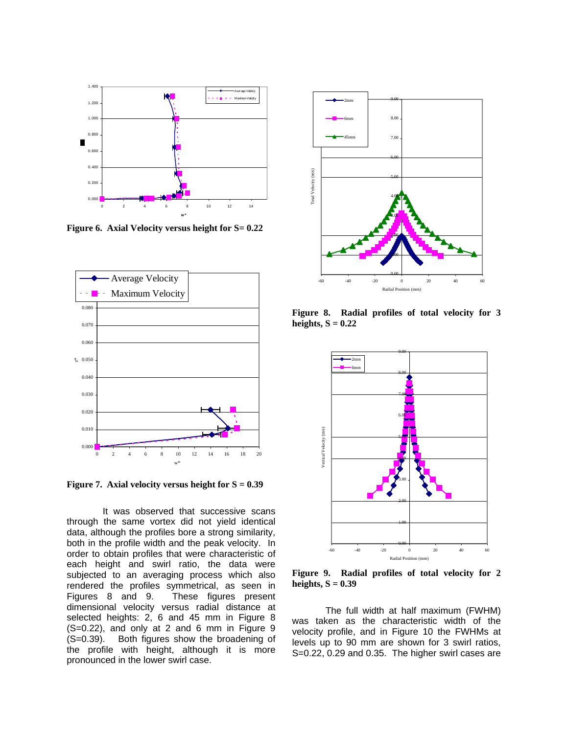**Figure 6. Axial Velocity versus height for S= 0.22**

**Figure 7. Axial velocity versus height for S = 0.39**

It was observed that successive scans through the same vortex did not yield identical data, although the profiles bore a strong similarity, both in the profile width and the peak velocity. In order to obtain profiles that were characteristic of each height and swirl ratio, the data were subjected to an averaging process which also rendered the profiles symmetrical, as seen in Figures 8 and 9. These figures present dimensional velocity versus radial distance at selected heights: 2, 6 and 45 mm in Figure 8 (S=0.22), and only at 2 and 6 mm in Figure 9 (S=0.39). Both figures show the broadening of the profile with height, although it is more pronounced in the lower swirl case.

**Figure 8. Radial profiles of total velocity for 3 heights, S = 0.22**

**Figure 9. Radial profiles of total velocity for 2 heights, S = 0.39**

The full width at half maximum (FWHM) was taken as the characteristic width of the velocity profile, and in Figure 10 the FWHMs at levels up to 90 mm are shown for 3 swirl ratios, S=0.22, 0.29 and 0.35. The higher swirl cases are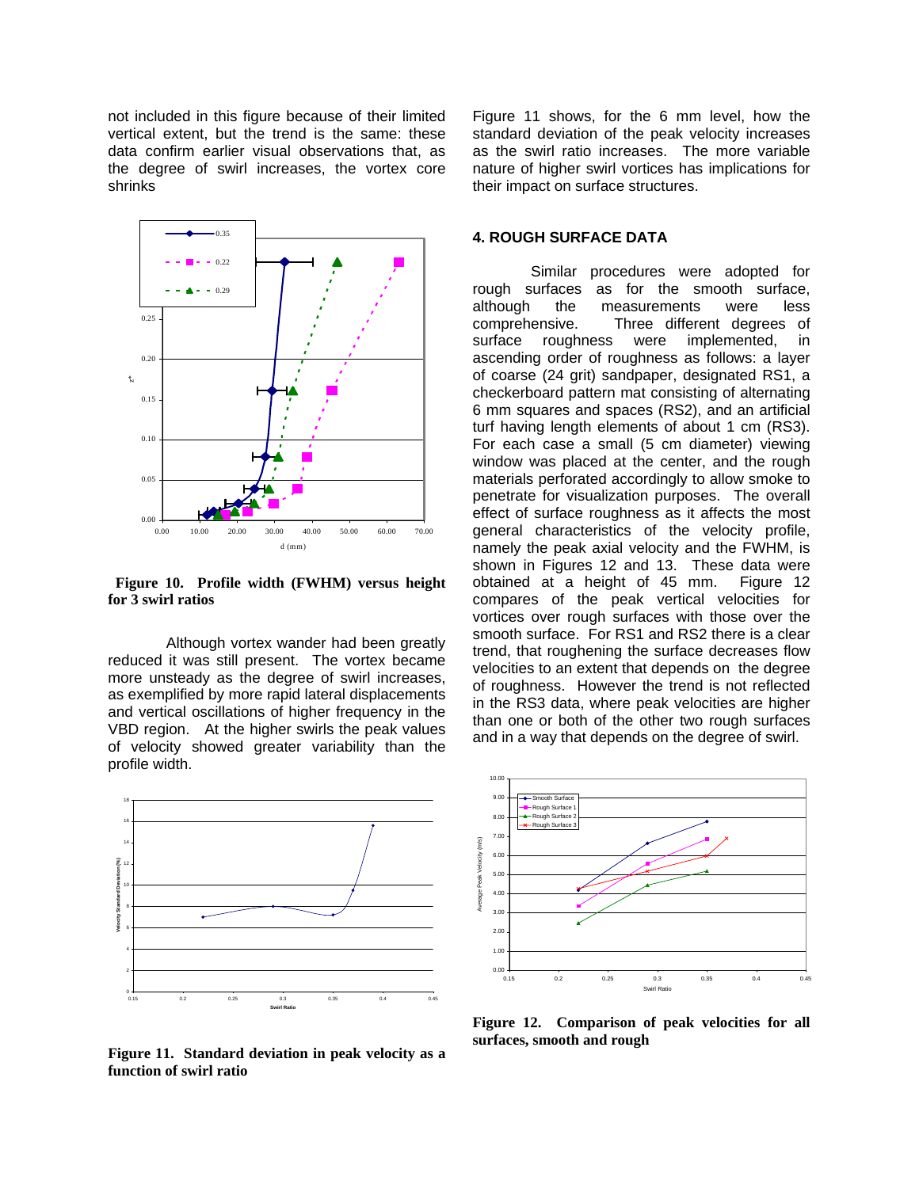not included in this figure because of their limited vertical extent, but the trend is the same: these data confirm earlier visual observations that, as the degree of swirl increases, the vortex core shrinks

**Figure 10. Profile width (FWHM) versus height for 3 swirl ratios**

Although vortex wander had been greatly reduced it was still present. The vortex became more unsteady as the degree of swirl increases, as exemplified by more rapid lateral displacements and vertical oscillations of higher frequency in the VBD region. At the higher swirls the peak values of velocity showed greater variability than the profile width.

**Figure 11. Standard deviation in peak velocity as a function of swirl ratio**

Figure 11 shows, for the 6 mm level, how the standard deviation of the peak velocity increases as the swirl ratio increases. The more variable nature of higher swirl vortices has implications for their impact on surface structures.

## 4. ROUGH SURFACE DATA

Similar procedures were adopted for rough surfaces as for the smooth surface, although the measurements were less comprehensive. Three different degrees of surface roughness were implemented, in ascending order of roughness as follows: a layer of coarse (24 grit) sandpaper, designated RS1, a checkerboard pattern mat consisting of alternating 6 mm squares and spaces (RS2), and an artificial turf having length elements of about 1 cm (RS3). For each case a small (5 cm diameter) viewing window was placed at the center, and the rough materials perforated accordingly to allow smoke to penetrate for visualization purposes. The overall effect of surface roughness as it affects the most general characteristics of the velocity profile, namely the peak axial velocity and the FWHM, is shown in Figures 12 and 13. These data were obtained at a height of 45 mm. Figure 12 compares of the peak vertical velocities for vortices over rough surfaces with those over the smooth surface. For RS1 and RS2 there is a clear trend, that roughening the surface decreases flow velocities to an extent that depends on the degree of roughness. However the trend is not reflected in the RS3 data, where peak velocities are higher than one or both of the other two rough surfaces and in a way that depends on the degree of swirl.

**Figure 12. Comparison of peak velocities for all surfaces, smooth and rough**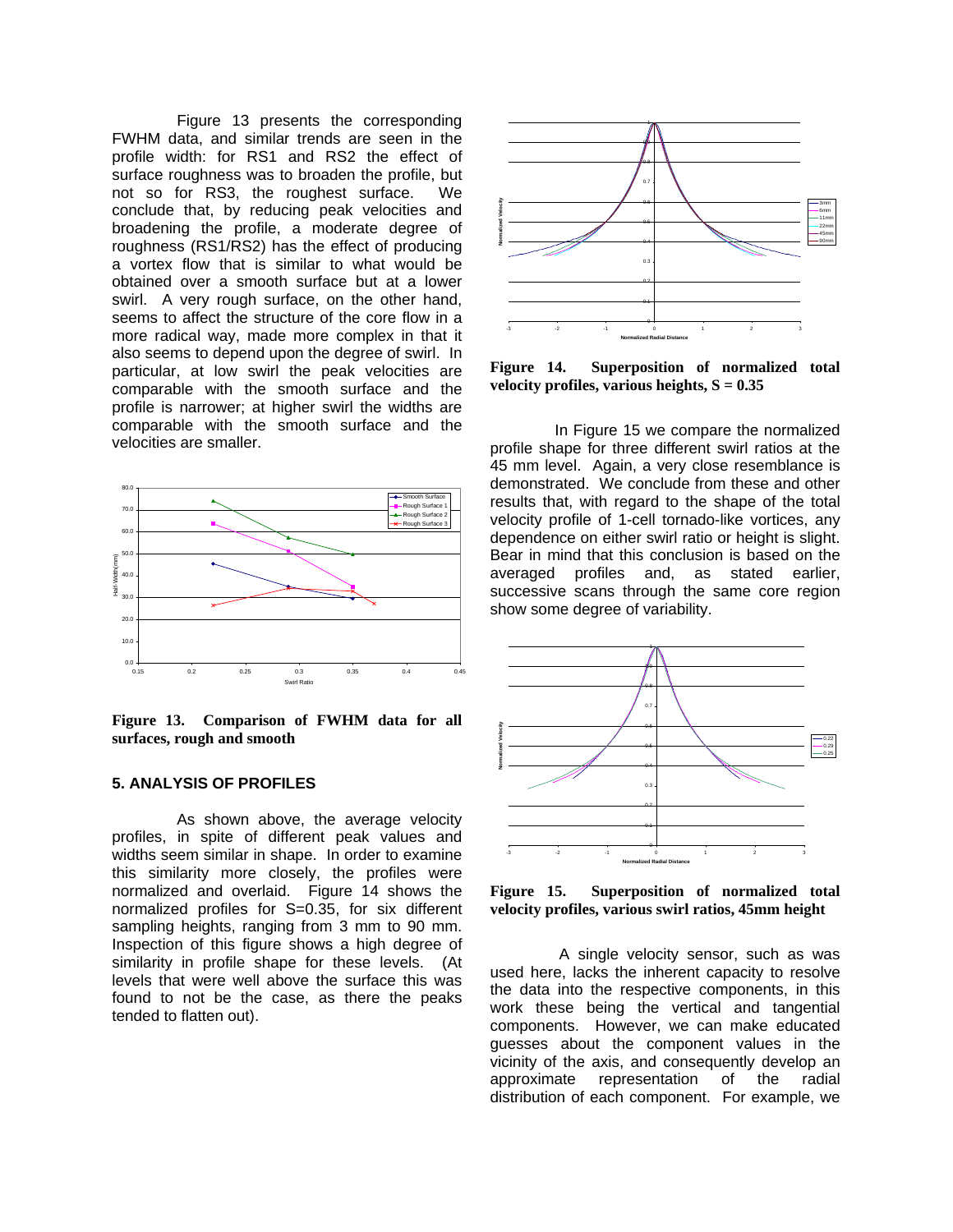Figure 13 presents the corresponding FWHM data, and similar trends are seen in the profile width: for RS1 and RS2 the effect of surface roughness was to broaden the profile, but not so for RS3, the roughest surface. We conclude that, by reducing peak velocities and broadening the profile, a moderate degree of roughness (RS1/RS2) has the effect of producing a vortex flow that is similar to what would be obtained over a smooth surface but at a lower swirl. A very rough surface, on the other hand, seems to affect the structure of the core flow in a more radical way, made more complex in that it also seems to depend upon the degree of swirl. In particular, at low swirl the peak velocities are comparable with the smooth surface and the profile is narrower; at higher swirl the widths are comparable with the smooth surface and the velocities are smaller.

**Figure 13. Comparison of FWHM data for all surfaces, rough and smooth**

## 5. ANALYSIS OF PROFILES

As shown above, the average velocity profiles, in spite of different peak values and widths seem similar in shape. In order to examine this similarity more closely, the profiles were normalized and overlaid. Figure 14 shows the normalized profiles for S=0.35, for six different sampling heights, ranging from 3 mm to 90 mm. Inspection of this figure shows a high degree of similarity in profile shape for these levels. (At levels that were well above the surface this was found to not be the case, as there the peaks tended to flatten out).

**Figure 14. Superposition of normalized total velocity profiles, various heights, S = 0.35**

In Figure 15 we compare the normalized profile shape for three different swirl ratios at the 45 mm level. Again, a very close resemblance is demonstrated. We conclude from these and other results that, with regard to the shape of the total velocity profile of 1-cell tornado-like vortices, any dependence on either swirl ratio or height is slight. Bear in mind that this conclusion is based on the averaged profiles and, as stated earlier, successive scans through the same core region show some degree of variability.

**Figure 15. Superposition of normalized total velocity profiles, various swirl ratios, 45mm height**

A single velocity sensor, such as was used here, lacks the inherent capacity to resolve the data into the respective components, in this work these being the vertical and tangential components. However, we can make educated guesses about the component values in the vicinity of the axis, and consequently develop an approximate representation of the radial distribution of each component. For example, we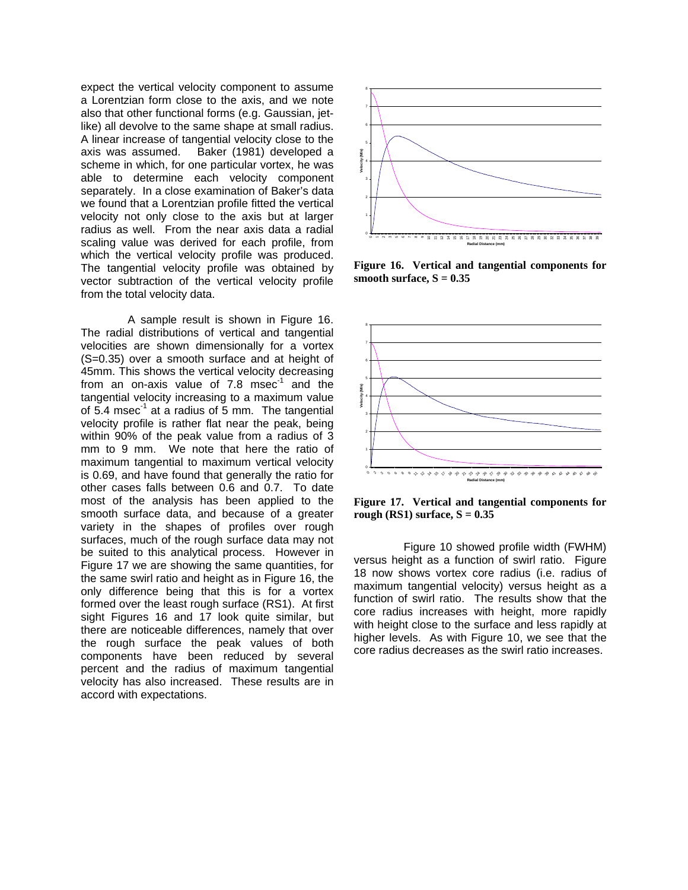expect the vertical velocity component to assume a Lorentzian form close to the axis, and we note also that other functional forms (e.g. Gaussian, jet-like) all devolve to the same shape at small radius. A linear increase of tangential velocity close to the axis was assumed. Baker (1981) developed a scheme in which, for one particular vortex, he was able to determine each velocity component separately. In a close examination of Baker's data we found that a Lorentzian profile fitted the vertical velocity not only close to the axis but at larger radius as well. From the near axis data a radial scaling value was derived for each profile, from which the vertical velocity profile was produced. The tangential velocity profile was obtained by vector subtraction of the vertical velocity profile from the total velocity data.

A sample result is shown in Figure 16. The radial distributions of vertical and tangential velocities are shown dimensionally for a vortex (S=0.35) over a smooth surface and at height of 45mm. This shows the vertical velocity decreasing from an on-axis value of 7.8 msec$^{-1}$ and the tangential velocity increasing to a maximum value of 5.4 msec$^{-1}$ at a radius of 5 mm. The tangential velocity profile is rather flat near the peak, being within 90% of the peak value from a radius of 3 mm to 9 mm. We note that here the ratio of maximum tangential to maximum vertical velocity is 0.69, and have found that generally the ratio for other cases falls between 0.6 and 0.7. To date most of the analysis has been applied to the smooth surface data, and because of a greater variety in the shapes of profiles over rough surfaces, much of the rough surface data may not be suited to this analytical process. However in Figure 17 we are showing the same quantities, for the same swirl ratio and height as in Figure 16, the only difference being that this is for a vortex formed over the least rough surface (RS1). At first sight Figures 16 and 17 look quite similar, but there are noticeable differences, namely that over the rough surface the peak values of both components have been reduced by several percent and the radius of maximum tangential velocity has also increased. These results are in accord with expectations.

**Figure 16. Vertical and tangential components for smooth surface, S = 0.35**

**Figure 17. Vertical and tangential components for rough (RS1) surface, S = 0.35**

Figure 10 showed profile width (FWHM) versus height as a function of swirl ratio. Figure 18 now shows vortex core radius (i.e. radius of maximum tangential velocity) versus height as a function of swirl ratio. The results show that the core radius increases with height, more rapidly with height close to the surface and less rapidly at higher levels. As with Figure 10, we see that the core radius decreases as the swirl ratio increases.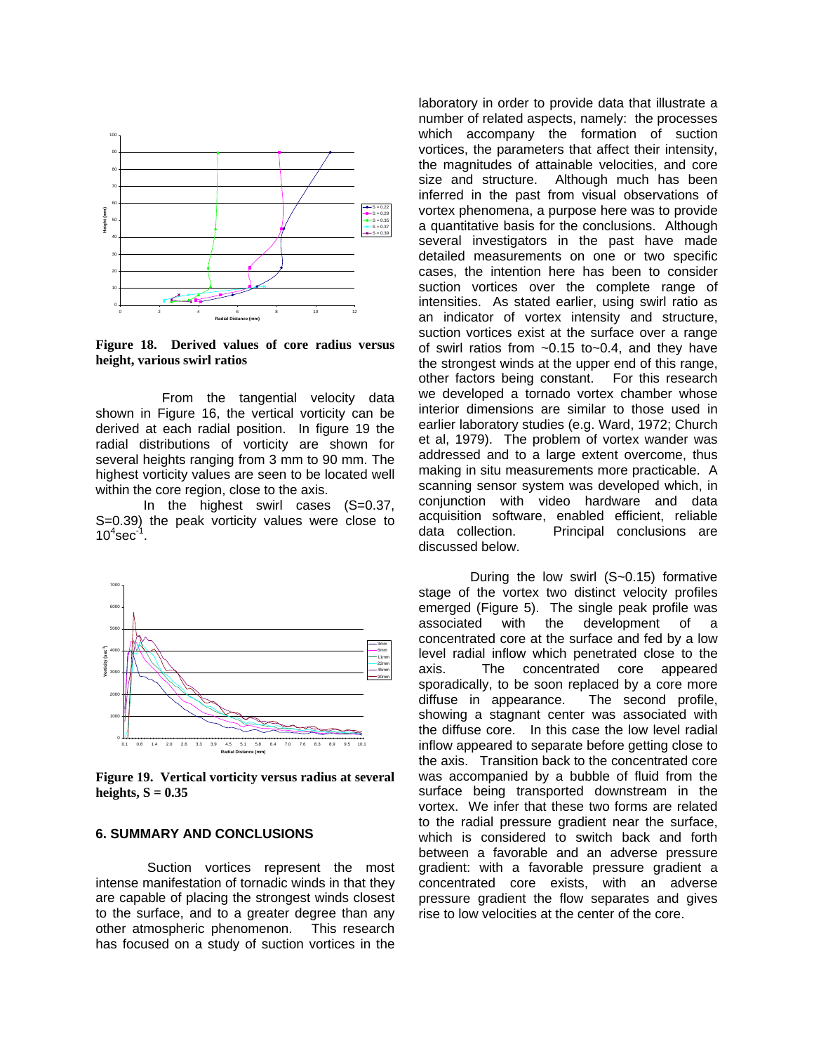**Figure 18. Derived values of core radius versus height, various swirl ratios**

From the tangential velocity data shown in Figure 16, the vertical vorticity can be derived at each radial position. In figure 19 the radial distributions of vorticity are shown for several heights ranging from 3 mm to 90 mm. The highest vorticity values are seen to be located well within the core region, close to the axis.

In the highest swirl cases (S=0.37, S=0.39) the peak vorticity values were close to $10^4 sec^{-1}$.

**Figure 19. Vertical vorticity versus radius at several heights, S = 0.35**

## 6. SUMMARY AND CONCLUSIONS

Suction vortices represent the most intense manifestation of tornadic winds in that they are capable of placing the strongest winds closest to the surface, and to a greater degree than any other atmospheric phenomenon. This research has focused on a study of suction vortices in the laboratory in order to provide data that illustrate a number of related aspects, namely: the processes which accompany the formation of suction vortices, the parameters that affect their intensity, the magnitudes of attainable velocities, and core size and structure. Although much has been inferred in the past from visual observations of vortex phenomena, a purpose here was to provide a quantitative basis for the conclusions. Although several investigators in the past have made detailed measurements on one or two specific cases, the intention here has been to consider suction vortices over the complete range of intensities. As stated earlier, using swirl ratio as an indicator of vortex intensity and structure, suction vortices exist at the surface over a range of swirl ratios from ~0.15 to~0.4, and they have the strongest winds at the upper end of this range, other factors being constant. For this research we developed a tornado vortex chamber whose interior dimensions are similar to those used in earlier laboratory studies (e.g. Ward, 1972; Church et al, 1979). The problem of vortex wander was addressed and to a large extent overcome, thus making in situ measurements more practicable. A scanning sensor system was developed which, in conjunction with video hardware and data acquisition software, enabled efficient, reliable data collection. Principal conclusions are discussed below.

During the low swirl (S~0.15) formative stage of the vortex two distinct velocity profiles emerged (Figure 5). The single peak profile was associated with the development of a concentrated core at the surface and fed by a low level radial inflow which penetrated close to the axis. The concentrated core appeared sporadically, to be soon replaced by a core more diffuse in appearance. The second profile, showing a stagnant center was associated with the diffuse core. In this case the low level radial inflow appeared to separate before getting close to the axis. Transition back to the concentrated core was accompanied by a bubble of fluid from the surface being transported downstream in the vortex. We infer that these two forms are related to the radial pressure gradient near the surface, which is considered to switch back and forth between a favorable and an adverse pressure gradient: with a favorable pressure gradient a concentrated core exists, with an adverse pressure gradient the flow separates and gives rise to low velocities at the center of the core.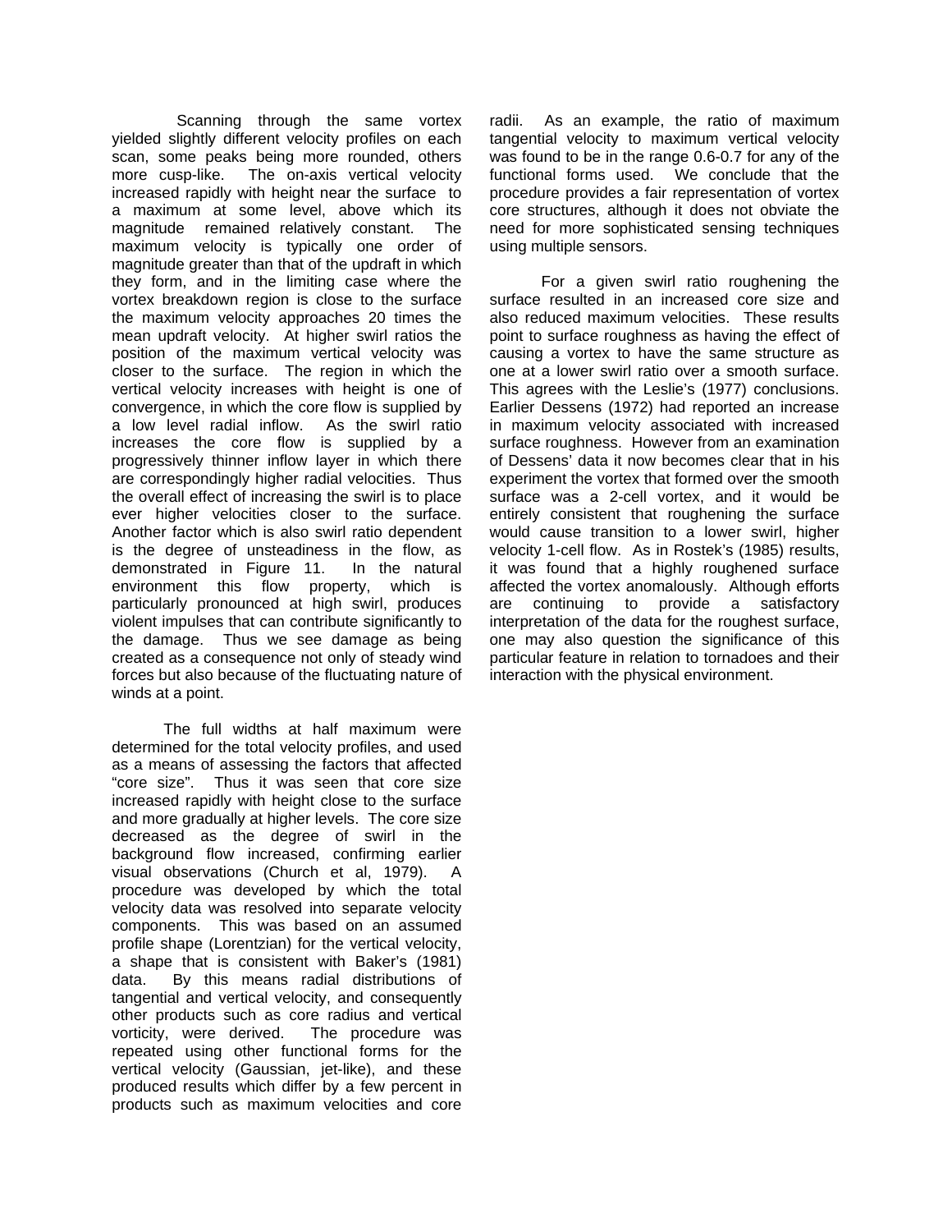Scanning through the same vortex yielded slightly different velocity profiles on each scan, some peaks being more rounded, others more cusp-like. The on-axis vertical velocity increased rapidly with height near the surface to a maximum at some level, above which its magnitude remained relatively constant. The maximum velocity is typically one order of magnitude greater than that of the updraft in which they form, and in the limiting case where the vortex breakdown region is close to the surface the maximum velocity approaches 20 times the mean updraft velocity. At higher swirl ratios the position of the maximum vertical velocity was closer to the surface. The region in which the vertical velocity increases with height is one of convergence, in which the core flow is supplied by a low level radial inflow. As the swirl ratio increases the core flow is supplied by a progressively thinner inflow layer in which there are correspondingly higher radial velocities. Thus the overall effect of increasing the swirl is to place ever higher velocities closer to the surface. Another factor which is also swirl ratio dependent is the degree of unsteadiness in the flow, as demonstrated in Figure 11. In the natural environment this flow property, which is particularly pronounced at high swirl, produces violent impulses that can contribute significantly to the damage. Thus we see damage as being created as a consequence not only of steady wind forces but also because of the fluctuating nature of winds at a point.

The full widths at half maximum were determined for the total velocity profiles, and used as a means of assessing the factors that affected "core size". Thus it was seen that core size increased rapidly with height close to the surface and more gradually at higher levels. The core size decreased as the degree of swirl in the background flow increased, confirming earlier visual observations (Church et al, 1979). A procedure was developed by which the total velocity data was resolved into separate velocity components. This was based on an assumed profile shape (Lorentzian) for the vertical velocity, a shape that is consistent with Baker's (1981) data. By this means radial distributions of tangential and vertical velocity, and consequently other products such as core radius and vertical vorticity, were derived. The procedure was repeated using other functional forms for the vertical velocity (Gaussian, jet-like), and these produced results which differ by a few percent in products such as maximum velocities and core radii. As an example, the ratio of maximum tangential velocity to maximum vertical velocity was found to be in the range 0.6-0.7 for any of the functional forms used. We conclude that the procedure provides a fair representation of vortex core structures, although it does not obviate the need for more sophisticated sensing techniques using multiple sensors.

For a given swirl ratio roughening the surface resulted in an increased core size and also reduced maximum velocities. These results point to surface roughness as having the effect of causing a vortex to have the same structure as one at a lower swirl ratio over a smooth surface. This agrees with the Leslie's (1977) conclusions. Earlier Dessens (1972) had reported an increase in maximum velocity associated with increased surface roughness. However from an examination of Dessens' data it now becomes clear that in his experiment the vortex that formed over the smooth surface was a 2-cell vortex, and it would be entirely consistent that roughening the surface would cause transition to a lower swirl, higher velocity 1-cell flow. As in Rostek's (1985) results, it was found that a highly roughened surface affected the vortex anomalously. Although efforts are continuing to provide a satisfactory interpretation of the data for the roughest surface, one may also question the significance of this particular feature in relation to tornadoes and their interaction with the physical environment.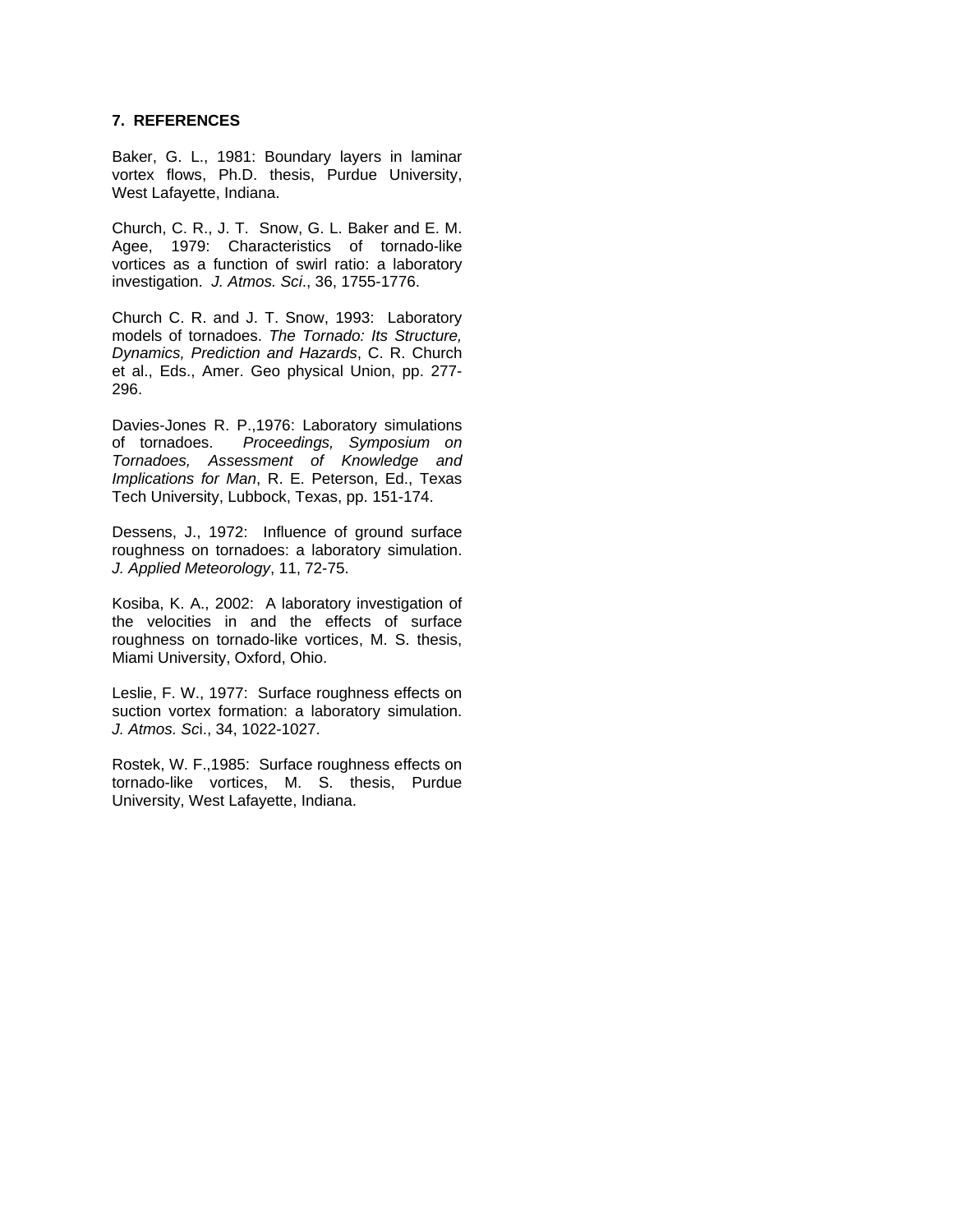## 7. REFERENCES

Baker, G. L., 1981: Boundary layers in laminar vortex flows, Ph.D. thesis, Purdue University, West Lafayette, Indiana.

Church, C. R., J. T. Snow, G. L. Baker and E. M. Agee, 1979: Characteristics of tornado-like vortices as a function of swirl ratio: a laboratory investigation. *J. Atmos. Sci*., 36, 1755-1776.

Church C. R. and J. T. Snow, 1993: Laboratory models of tornadoes. *The Tornado: Its Structure, Dynamics, Prediction and Hazards*, C. R. Church et al., Eds., Amer. Geo physical Union, pp. 277-296.

Davies-Jones R. P.,1976: Laboratory simulations of tornadoes. *Proceedings, Symposium on Tornadoes, Assessment of Knowledge and Implications for Man*, R. E. Peterson, Ed., Texas Tech University, Lubbock, Texas, pp. 151-174.

Dessens, J., 1972: Influence of ground surface roughness on tornadoes: a laboratory simulation. *J. Applied Meteorology*, 11, 72-75.

Kosiba, K. A., 2002: A laboratory investigation of the velocities in and the effects of surface roughness on tornado-like vortices, M. S. thesis, Miami University, Oxford, Ohio.

Leslie, F. W., 1977: Surface roughness effects on suction vortex formation: a laboratory simulation. *J. Atmos. Sc*i., 34, 1022-1027.

Rostek, W. F.,1985: Surface roughness effects on tornado-like vortices, M. S. thesis, Purdue University, West Lafayette, Indiana.